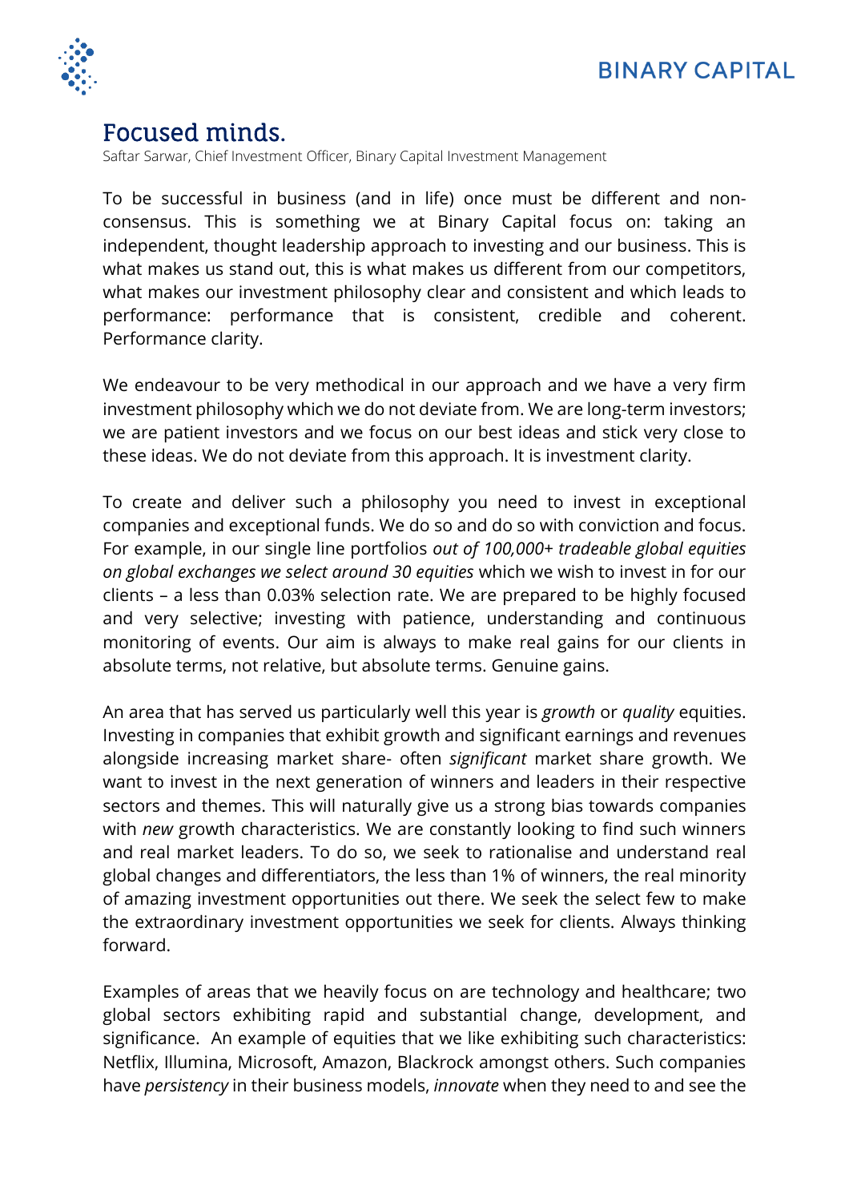# Focused minds.

Saftar Sarwar, Chief Investment Officer, Binary Capital Investment Management

To be successful in business (and in life) once must be different and non-consensus. This is something we at Binary Capital focus on: taking an independent, thought leadership approach to investing and our business. This is what makes us stand out, this is what makes us different from our competitors, what makes our investment philosophy clear and consistent and which leads to performance: performance that is consistent, credible and coherent. Performance clarity.

We endeavour to be very methodical in our approach and we have a very firm investment philosophy which we do not deviate from. We are long-term investors; we are patient investors and we focus on our best ideas and stick very close to these ideas. We do not deviate from this approach. It is investment clarity.

To create and deliver such a philosophy you need to invest in exceptional companies and exceptional funds. We do so and do so with conviction and focus. For example, in our single line portfolios *out of 100,000+ tradeable global equities on global exchanges we select around 30 equities* which we wish to invest in for our clients – a less than 0.03% selection rate. We are prepared to be highly focused and very selective; investing with patience, understanding and continuous monitoring of events. Our aim is always to make real gains for our clients in absolute terms, not relative, but absolute terms. Genuine gains.

An area that has served us particularly well this year is *growth* or *quality* equities. Investing in companies that exhibit growth and significant earnings and revenues alongside increasing market share- often *significant* market share growth. We want to invest in the next generation of winners and leaders in their respective sectors and themes. This will naturally give us a strong bias towards companies with *new* growth characteristics. We are constantly looking to find such winners and real market leaders. To do so, we seek to rationalise and understand real global changes and differentiators, the less than 1% of winners, the real minority of amazing investment opportunities out there. We seek the select few to make the extraordinary investment opportunities we seek for clients. Always thinking forward.

Examples of areas that we heavily focus on are technology and healthcare; two global sectors exhibiting rapid and substantial change, development, and significance. An example of equities that we like exhibiting such characteristics: Netflix, Illumina, Microsoft, Amazon, Blackrock amongst others. Such companies have *persistency* in their business models, *innovate* when they need to and see the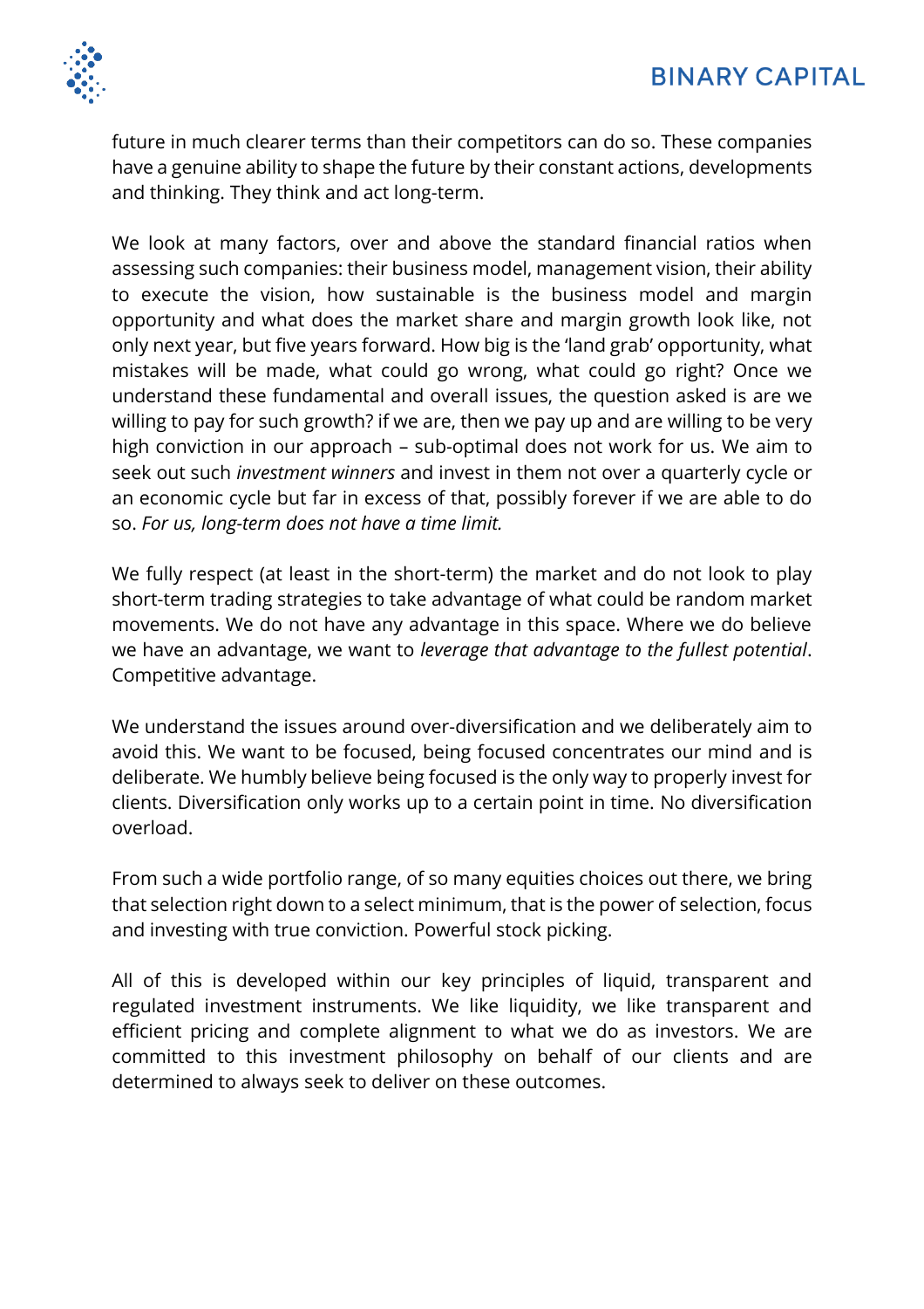future in much clearer terms than their competitors can do so. These companies have a genuine ability to shape the future by their constant actions, developments and thinking. They think and act long-term.

We look at many factors, over and above the standard financial ratios when assessing such companies: their business model, management vision, their ability to execute the vision, how sustainable is the business model and margin opportunity and what does the market share and margin growth look like, not only next year, but five years forward. How big is the 'land grab' opportunity, what mistakes will be made, what could go wrong, what could go right? Once we understand these fundamental and overall issues, the question asked is are we willing to pay for such growth? if we are, then we pay up and are willing to be very high conviction in our approach – sub-optimal does not work for us. We aim to seek out such *investment winners* and invest in them not over a quarterly cycle or an economic cycle but far in excess of that, possibly forever if we are able to do so. *For us, long-term does not have a time limit.*

We fully respect (at least in the short-term) the market and do not look to play short-term trading strategies to take advantage of what could be random market movements. We do not have any advantage in this space. Where we do believe we have an advantage, we want to *leverage that advantage to the fullest potential*. Competitive advantage.

We understand the issues around over-diversification and we deliberately aim to avoid this. We want to be focused, being focused concentrates our mind and is deliberate. We humbly believe being focused is the only way to properly invest for clients. Diversification only works up to a certain point in time. No diversification overload.

From such a wide portfolio range, of so many equities choices out there, we bring that selection right down to a select minimum, that is the power of selection, focus and investing with true conviction. Powerful stock picking.

All of this is developed within our key principles of liquid, transparent and regulated investment instruments. We like liquidity, we like transparent and efficient pricing and complete alignment to what we do as investors. We are committed to this investment philosophy on behalf of our clients and are determined to always seek to deliver on these outcomes.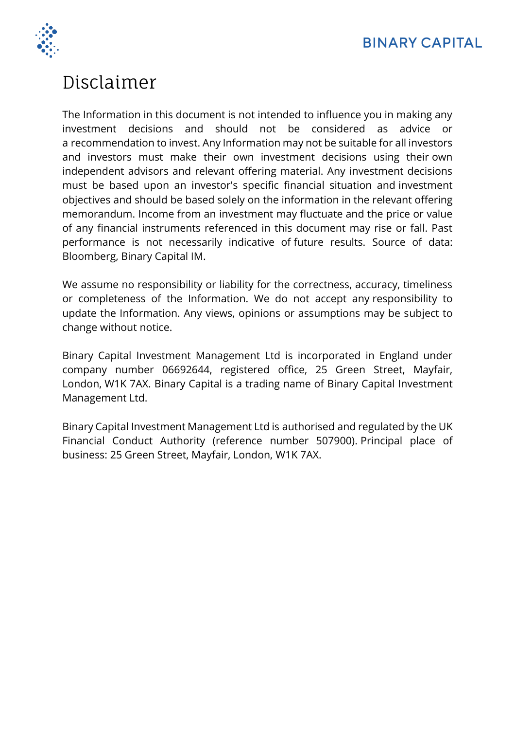# Disclaimer

The Information in this document is not intended to influence you in making any investment decisions and should not be considered as advice or a recommendation to invest. Any Information may not be suitable for all investors and investors must make their own investment decisions using their own independent advisors and relevant offering material. Any investment decisions must be based upon an investor's specific financial situation and investment objectives and should be based solely on the information in the relevant offering memorandum. Income from an investment may fluctuate and the price or value of any financial instruments referenced in this document may rise or fall. Past performance is not necessarily indicative of future results. Source of data: Bloomberg, Binary Capital IM.

We assume no responsibility or liability for the correctness, accuracy, timeliness or completeness of the Information. We do not accept any responsibility to update the Information. Any views, opinions or assumptions may be subject to change without notice.

Binary Capital Investment Management Ltd is incorporated in England under company number 06692644, registered office, 25 Green Street, Mayfair, London, W1K 7AX. Binary Capital is a trading name of Binary Capital Investment Management Ltd.

Binary Capital Investment Management Ltd is authorised and regulated by the UK Financial Conduct Authority (reference number 507900). Principal place of business: 25 Green Street, Mayfair, London, W1K 7AX.